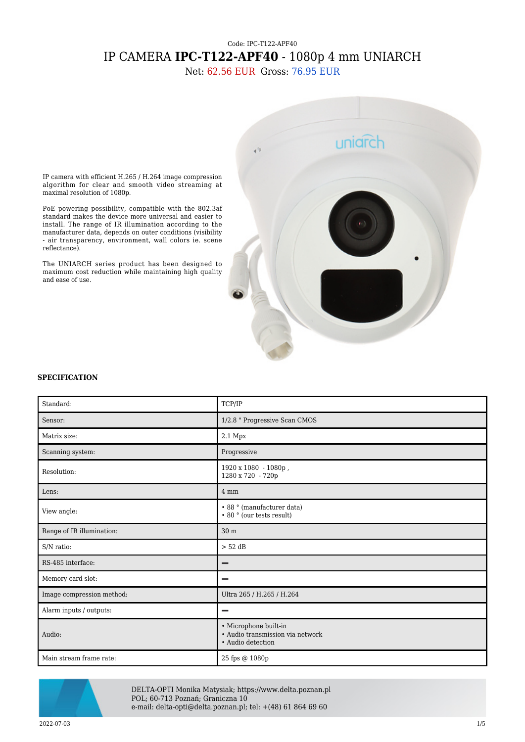Code: IPC-T122-APF40

# IP CAMERA **IPC-T122-APF40** - 1080p 4 mm UNIARCH

Net: 62.56 EUR Gross: 76.95 EUR

IP camera with efficient H.265 / H.264 image compression algorithm for clear and smooth video streaming at maximal resolution of 1080p.

PoE powering possibility, compatible with the 802.3af standard makes the device more universal and easier to install. The range of IR illumination according to the manufacturer data, depends on outer conditions (visibility - air transparency, environment, wall colors ie. scene reflectance).

The UNIARCH series product has been designed to maximum cost reduction while maintaining high quality and ease of use.

**SPECIFICATION**

| | |
|---|---|
| Standard: | TCP/IP |
| Sensor: | 1/2.8 " Progressive Scan CMOS |
| Matrix size: | 2.1 Mpx |
| Scanning system: | Progressive |
| Resolution: | 1920 x 1080 - 1080p ,<br>1280 x 720 - 720p |
| Lens: | 4 mm |
| View angle: | • 88 ° (manufacturer data)<br>• 80 ° (our tests result) |
| Range of IR illumination: | 30 m |
| S/N ratio: | > 52 dB |
| RS-485 interface: | – |
| Memory card slot: | – |
| Image compression method: | Ultra 265 / H.265 / H.264 |
| Alarm inputs / outputs: | – |
| Audio: | • Microphone built-in<br>• Audio transmission via network<br>• Audio detection |
| Main stream frame rate: | 25 fps @ 1080p |

DELTA-OPTI Monika Matysiak; https://www.delta.poznan.pl
POL; 60-713 Poznań; Graniczna 10
e-mail: delta-opti@delta.poznan.pl; tel: +(48) 61 864 69 60

2022-07-03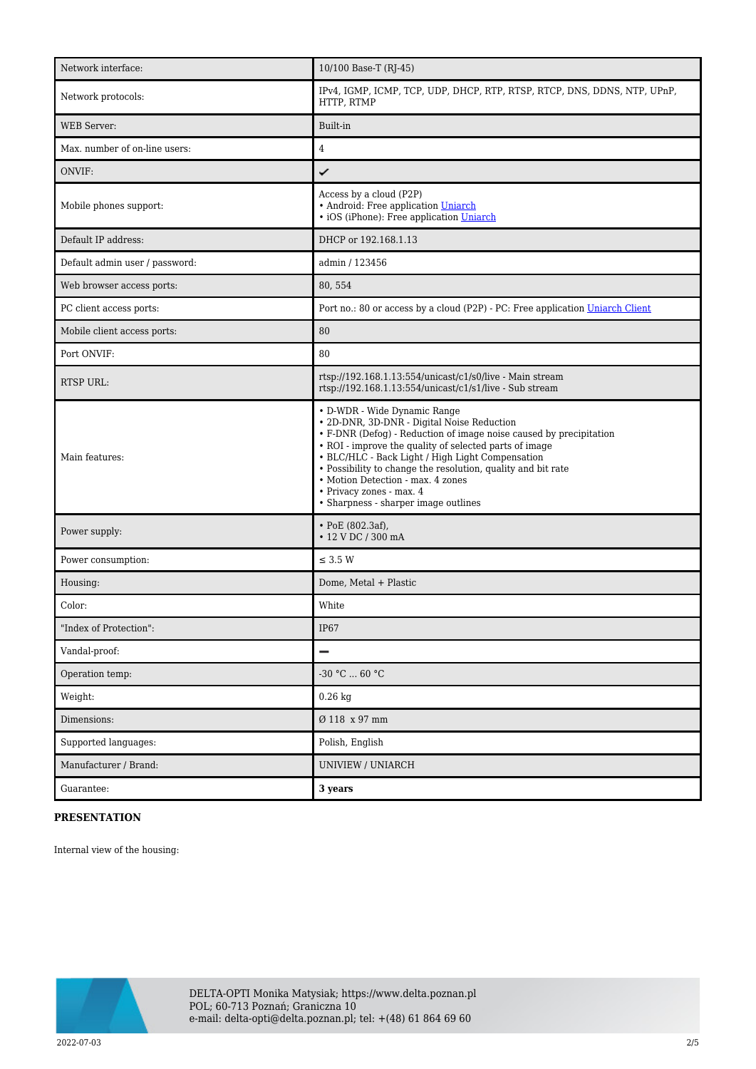| | |
|---|---|
| Network interface: | 10/100 Base-T (RJ-45) |
| Network protocols: | IPv4, IGMP, ICMP, TCP, UDP, DHCP, RTP, RTSP, RTCP, DNS, DDNS, NTP, UPnP, HTTP, RTMP |
| WEB Server: | Built-in |
| Max. number of on-line users: | 4 |
| ONVIF: | ✔ |
| Mobile phones support: | Access by a cloud (P2P)<br>• Android: Free application Uniarch<br>• iOS (iPhone): Free application Uniarch |
| Default IP address: | DHCP or 192.168.1.13 |
| Default admin user / password: | admin / 123456 |
| Web browser access ports: | 80, 554 |
| PC client access ports: | Port no.: 80 or access by a cloud (P2P) - PC: Free application Uniarch Client |
| Mobile client access ports: | 80 |
| Port ONVIF: | 80 |
| RTSP URL: | rtsp://192.168.1.13:554/unicast/c1/s0/live - Main stream<br>rtsp://192.168.1.13:554/unicast/c1/s1/live - Sub stream |
| Main features: | • D-WDR - Wide Dynamic Range<br>• 2D-DNR, 3D-DNR - Digital Noise Reduction<br>• F-DNR (Defog) - Reduction of image noise caused by precipitation<br>• ROI - improve the quality of selected parts of image<br>• BLC/HLC - Back Light / High Light Compensation<br>• Possibility to change the resolution, quality and bit rate<br>• Motion Detection - max. 4 zones<br>• Privacy zones - max. 4<br>• Sharpness - sharper image outlines |
| Power supply: | • PoE (802.3af),<br>• 12 V DC / 300 mA |
| Power consumption: | ≤ 3.5 W |
| Housing: | Dome, Metal + Plastic |
| Color: | White |
| "Index of Protection": | IP67 |
| Vandal-proof: | – |
| Operation temp: | -30 °C ... 60 °C |
| Weight: | 0.26 kg |
| Dimensions: | Ø 118 x 97 mm |
| Supported languages: | Polish, English |
| Manufacturer / Brand: | UNIVIEW / UNIARCH |
| Guarantee: | **3 years** |

**PRESENTATION**

Internal view of the housing: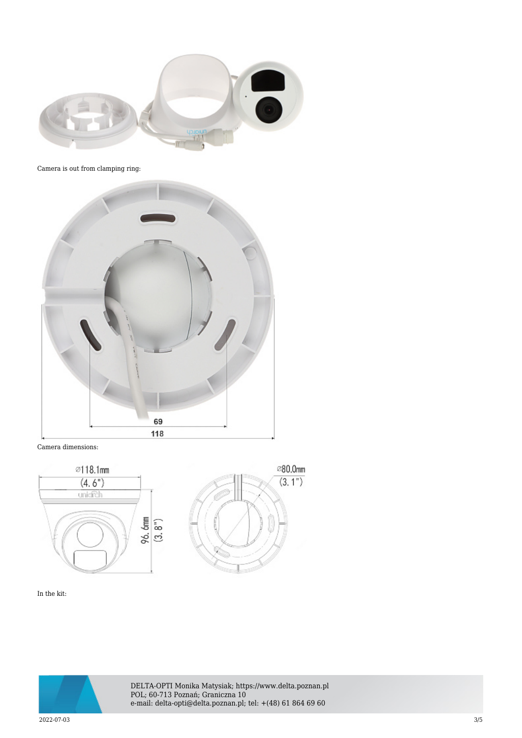Camera is out from clamping ring:

Camera dimensions:

In the kit: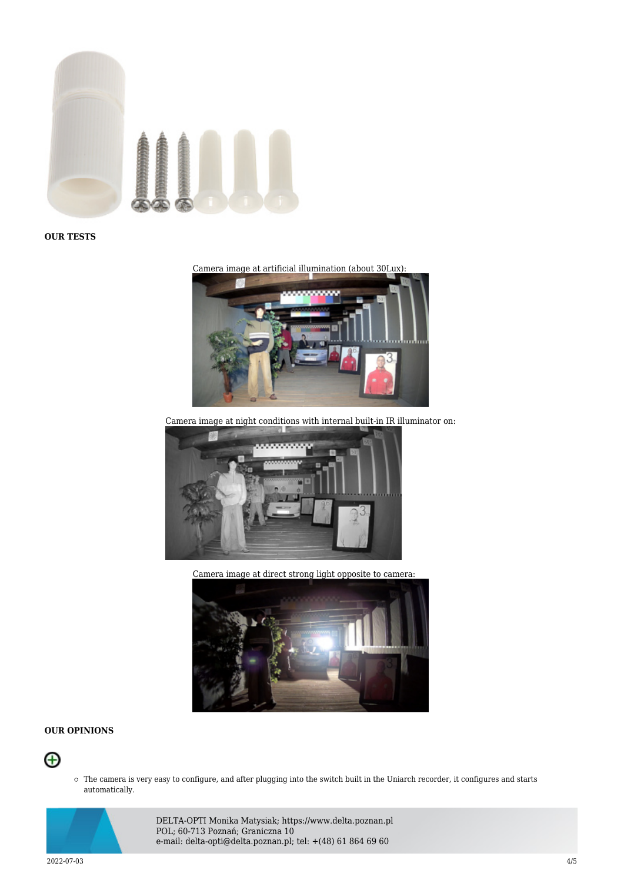**OUR TESTS**

Camera image at artificial illumination (about 30Lux):

Camera image at night conditions with internal built-in IR illuminator on:

Camera image at direct strong light opposite to camera:

**OUR OPINIONS**

⊕

- The camera is very easy to configure, and after plugging into the switch built in the Uniarch recorder, it configures and starts automatically.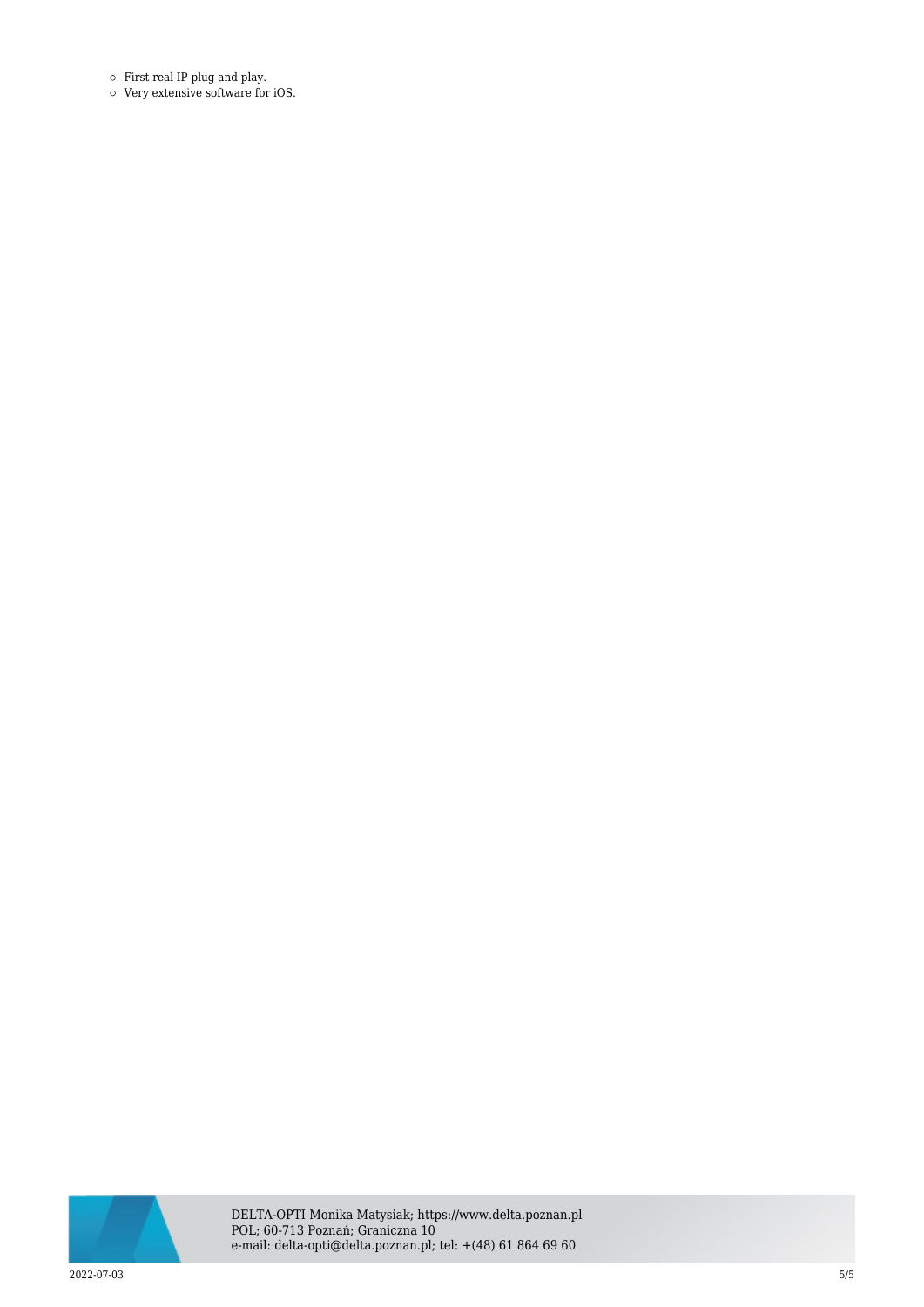- First real IP plug and play.
- Very extensive software for iOS.